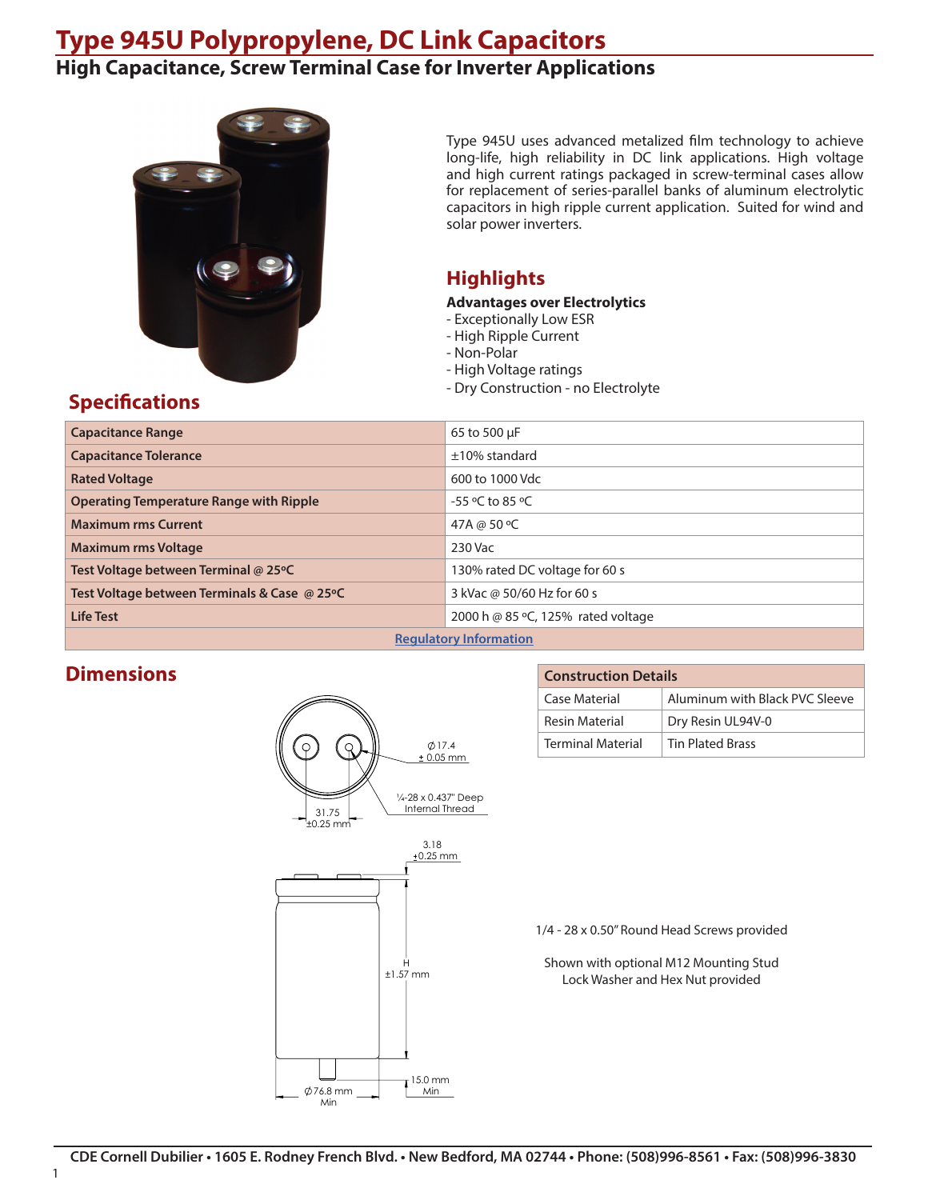# Type 945U Polypropylene, DC Link Capacitors

## High Capacitance, Screw Terminal Case for Inverter Applications

Type 945U uses advanced metalized film technology to achieve long-life, high reliability in DC link applications. High voltage and high current ratings packaged in screw-terminal cases allow for replacement of series-parallel banks of aluminum electrolytic capacitors in high ripple current application. Suited for wind and solar power inverters.

## Highlights

**Advantages over Electrolytics**

- Exceptionally Low ESR
- High Ripple Current
- Non-Polar
- High Voltage ratings
- Dry Construction - no Electrolyte

## Specifications

| | |
|---|---|
| **Capacitance Range** | 65 to 500 µF |
| **Capacitance Tolerance** | ±10% standard |
| **Rated Voltage** | 600 to 1000 Vdc |
| **Operating Temperature Range with Ripple** | -55 ºC to 85 ºC |
| **Maximum rms Current** | 47A @ 50 ºC |
| **Maximum rms Voltage** | 230 Vac |
| **Test Voltage between Terminal @ 25ºC** | 130% rated DC voltage for 60 s |
| **Test Voltage between Terminals & Case @ 25ºC** | 3 kVac @ 50/60 Hz for 60 s |
| **Life Test** | 2000 h @ 85 ºC, 125% rated voltage |
| Regulatory Information | |

## Dimensions

Ø17.4 ± 0.05 mm

¼-28 x 0.437" Deep Internal Thread

31.75 ±0.25 mm

3.18 ±0.25 mm

H ±1.57 mm

15.0 mm Min

Ø76.8 mm Min

| Construction Details | |
|---|---|
| Case Material | Aluminum with Black PVC Sleeve |
| Resin Material | Dry Resin UL94V-0 |
| Terminal Material | Tin Plated Brass |

1/4 - 28 x 0.50" Round Head Screws provided

Shown with optional M12 Mounting Stud
Lock Washer and Hex Nut provided

CDE Cornell Dubilier • 1605 E. Rodney French Blvd. • New Bedford, MA 02744 • Phone: (508)996-8561 • Fax: (508)996-3830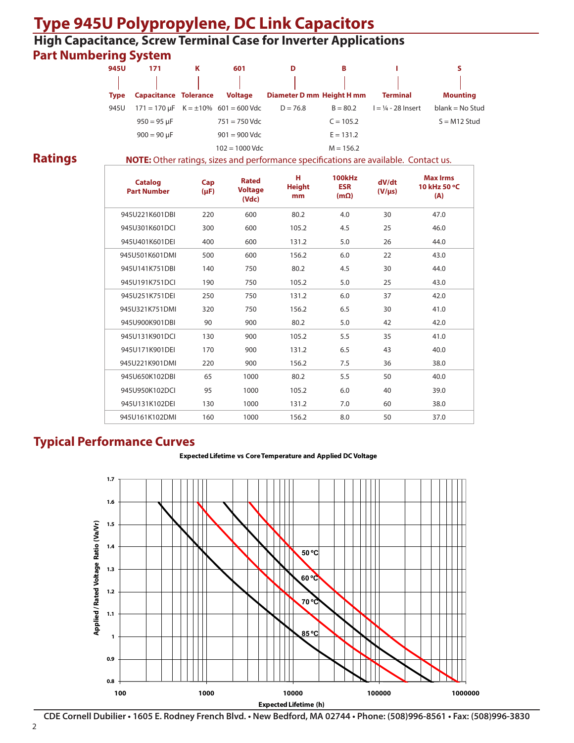# Type 945U Polypropylene, DC Link Capacitors

## High Capacitance, Screw Terminal Case for Inverter Applications

## Part Numbering System

| 945U | 171 | K | 601 | D | B | I | S |
|---|---|---|---|---|---|---|---|
| Type | Capacitance | Tolerance | Voltage | Diameter D mm | Height H mm | Terminal | Mounting |
| 945U | 171 = 170 µF | K = ±10% | 601 = 600 Vdc | D = 76.8 | B = 80.2 | I = ¼ - 28 Insert | blank = No Stud |
| | 950 = 95 µF | | 751 = 750 Vdc | | C = 105.2 | | S = M12 Stud |
| | 900 = 90 µF | | 901 = 900 Vdc | | E = 131.2 | | |
| | | | 102 = 1000 Vdc | | M = 156.2 | | |

## Ratings

**NOTE:** Other ratings, sizes and performance specifications are available. Contact us.

| Catalog Part Number | Cap (µF) | Rated Voltage (Vdc) | H Height mm | 100kHz ESR (mΩ) | dV/dt (V/µs) | Max Irms 10 kHz 50 °C (A) |
|---|---|---|---|---|---|---|
| 945U221K601DBI | 220 | 600 | 80.2 | 4.0 | 30 | 47.0 |
| 945U301K601DCI | 300 | 600 | 105.2 | 4.5 | 25 | 46.0 |
| 945U401K601DEI | 400 | 600 | 131.2 | 5.0 | 26 | 44.0 |
| 945U501K601DMI | 500 | 600 | 156.2 | 6.0 | 22 | 43.0 |
| 945U141K751DBI | 140 | 750 | 80.2 | 4.5 | 30 | 44.0 |
| 945U191K751DCI | 190 | 750 | 105.2 | 5.0 | 25 | 43.0 |
| 945U251K751DEI | 250 | 750 | 131.2 | 6.0 | 37 | 42.0 |
| 945U321K751DMI | 320 | 750 | 156.2 | 6.5 | 30 | 41.0 |
| 945U900K901DBI | 90 | 900 | 80.2 | 5.0 | 42 | 42.0 |
| 945U131K901DCI | 130 | 900 | 105.2 | 5.5 | 35 | 41.0 |
| 945U171K901DEI | 170 | 900 | 131.2 | 6.5 | 43 | 40.0 |
| 945U221K901DMI | 220 | 900 | 156.2 | 7.5 | 36 | 38.0 |
| 945U650K102DBI | 65 | 1000 | 80.2 | 5.5 | 50 | 40.0 |
| 945U950K102DCI | 95 | 1000 | 105.2 | 6.0 | 40 | 39.0 |
| 945U131K102DEI | 130 | 1000 | 131.2 | 7.0 | 60 | 38.0 |
| 945U161K102DMI | 160 | 1000 | 156.2 | 8.0 | 50 | 37.0 |

## Typical Performance Curves

**Expected Lifetime vs Core Temperature and Applied DC Voltage**

Applied / Rated Voltage Ratio (Va/Vr)

1.7
1.6
1.5
1.4
1.3
1.2
1.1
1
0.9
0.8

50 °C
60 °C
70 °C
85 °C

100
1000
10000
100000
1000000

Expected Lifetime (h)

CDE Cornell Dubilier • 1605 E. Rodney French Blvd. • New Bedford, MA 02744 • Phone: (508)996-8561 • Fax: (508)996-3830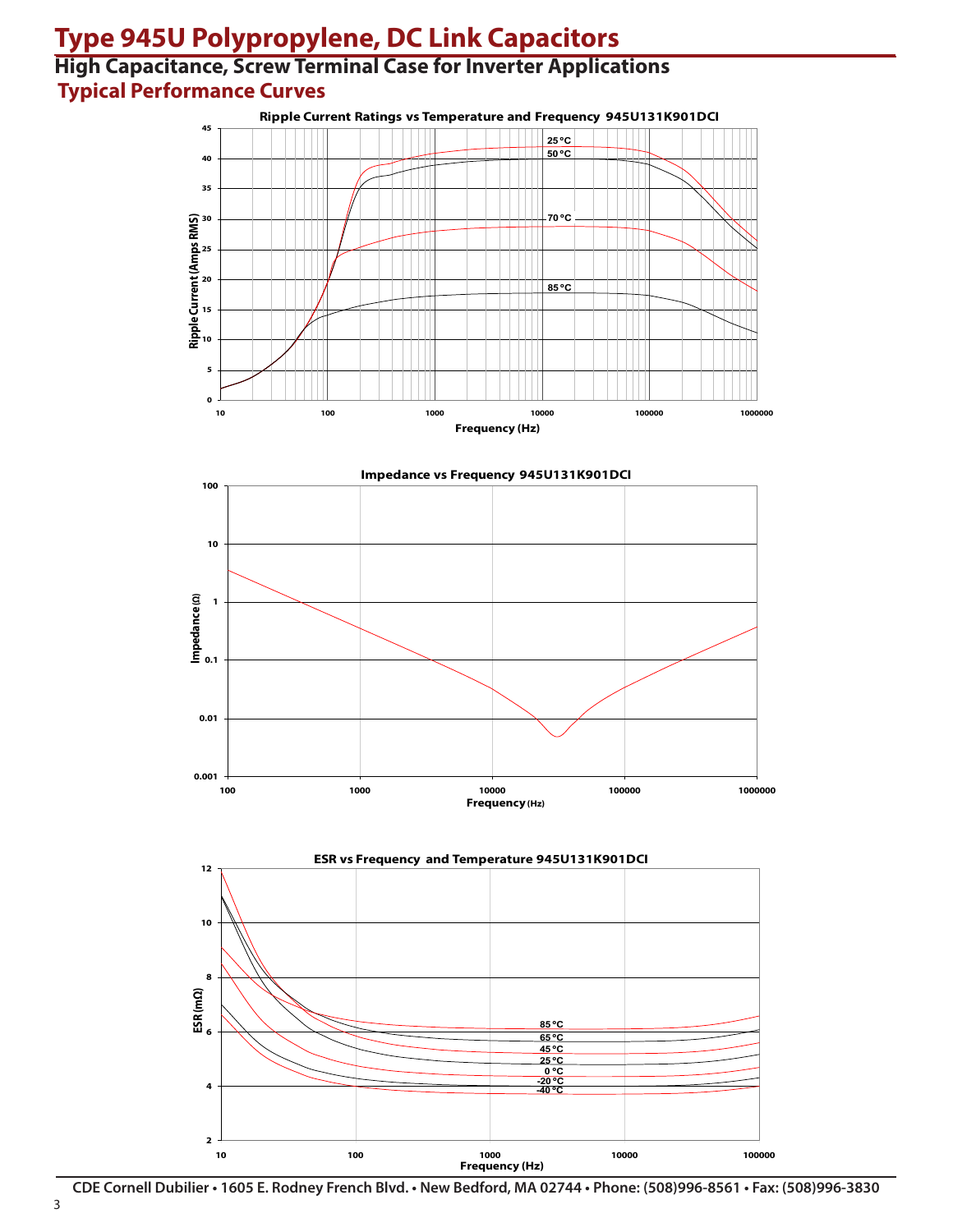# Type 945U Polypropylene, DC Link Capacitors

## High Capacitance, Screw Terminal Case for Inverter Applications

### Typical Performance Curves

**Ripple Current Ratings vs Temperature and Frequency 945U131K901DCI**

Ripple Current (Amps RMS)

0
5
10
15
20
25
30
35
40
45

10
100
1000
10000
100000
1000000

Frequency (Hz)

25 °C
50 °C
70 °C
85 °C

**Impedance vs Frequency 945U131K901DCI**

Impedance (Ω)

0.001
0.01
0.1
1
10
100

100
1000
10000
100000
1000000

Frequency (Hz)

**ESR vs Frequency and Temperature 945U131K901DCI**

ESR (mΩ)

2
4
6
8
10
12

10
100
1000
10000
100000

Frequency (Hz)

85 °C
65 °C
45 °C
25 °C
0 °C
-20 °C
-40 °C

CDE Cornell Dubilier • 1605 E. Rodney French Blvd. • New Bedford, MA 02744 • Phone: (508)996-8561 • Fax: (508)996-3830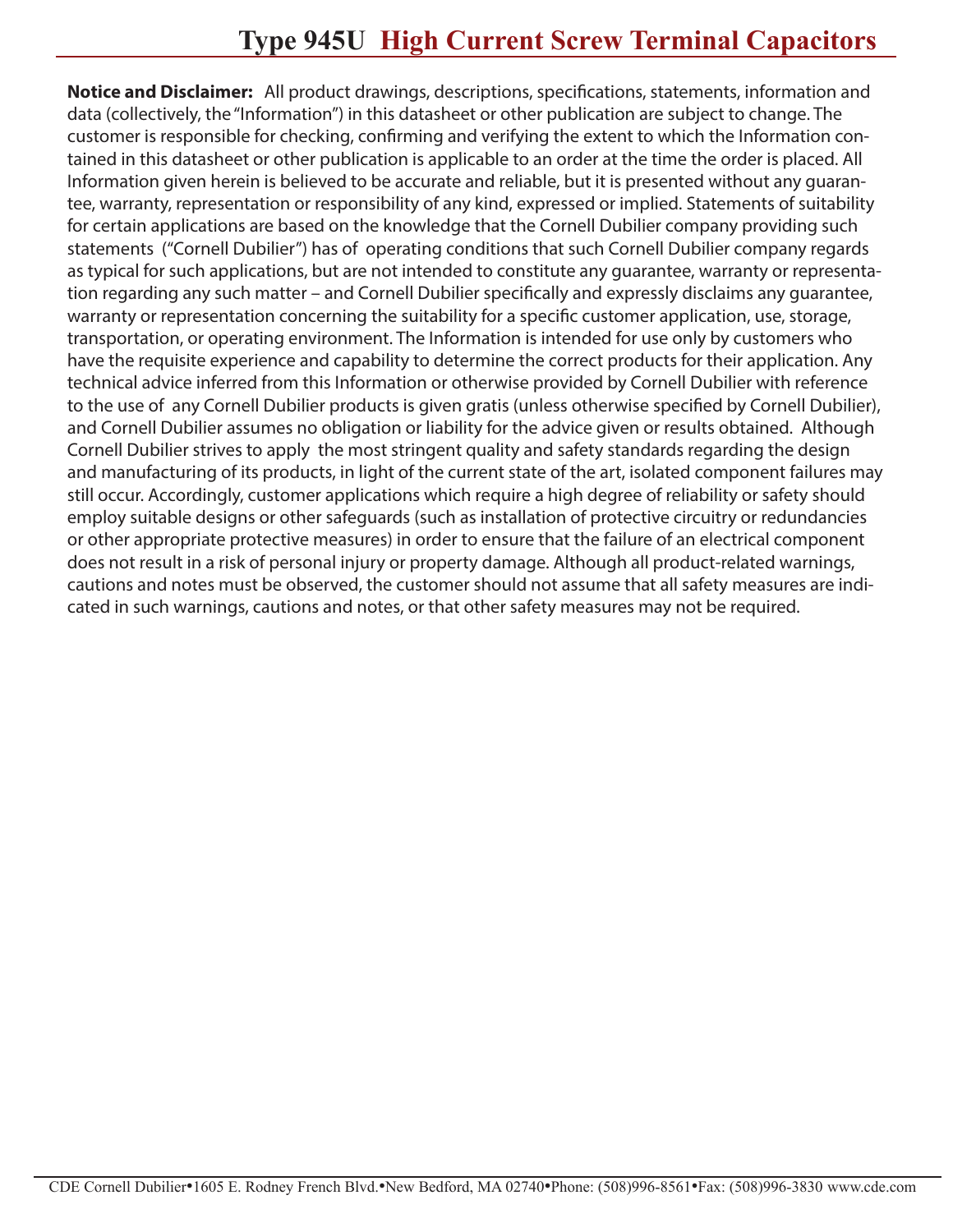**Notice and Disclaimer:** All product drawings, descriptions, specifications, statements, information and data (collectively, the "Information") in this datasheet or other publication are subject to change. The customer is responsible for checking, confirming and verifying the extent to which the Information contained in this datasheet or other publication is applicable to an order at the time the order is placed. All Information given herein is believed to be accurate and reliable, but it is presented without any guarantee, warranty, representation or responsibility of any kind, expressed or implied. Statements of suitability for certain applications are based on the knowledge that the Cornell Dubilier company providing such statements ("Cornell Dubilier") has of operating conditions that such Cornell Dubilier company regards as typical for such applications, but are not intended to constitute any guarantee, warranty or representation regarding any such matter – and Cornell Dubilier specifically and expressly disclaims any guarantee, warranty or representation concerning the suitability for a specific customer application, use, storage, transportation, or operating environment. The Information is intended for use only by customers who have the requisite experience and capability to determine the correct products for their application. Any technical advice inferred from this Information or otherwise provided by Cornell Dubilier with reference to the use of any Cornell Dubilier products is given gratis (unless otherwise specified by Cornell Dubilier), and Cornell Dubilier assumes no obligation or liability for the advice given or results obtained. Although Cornell Dubilier strives to apply the most stringent quality and safety standards regarding the design and manufacturing of its products, in light of the current state of the art, isolated component failures may still occur. Accordingly, customer applications which require a high degree of reliability or safety should employ suitable designs or other safeguards (such as installation of protective circuitry or redundancies or other appropriate protective measures) in order to ensure that the failure of an electrical component does not result in a risk of personal injury or property damage. Although all product-related warnings, cautions and notes must be observed, the customer should not assume that all safety measures are indicated in such warnings, cautions and notes, or that other safety measures may not be required.